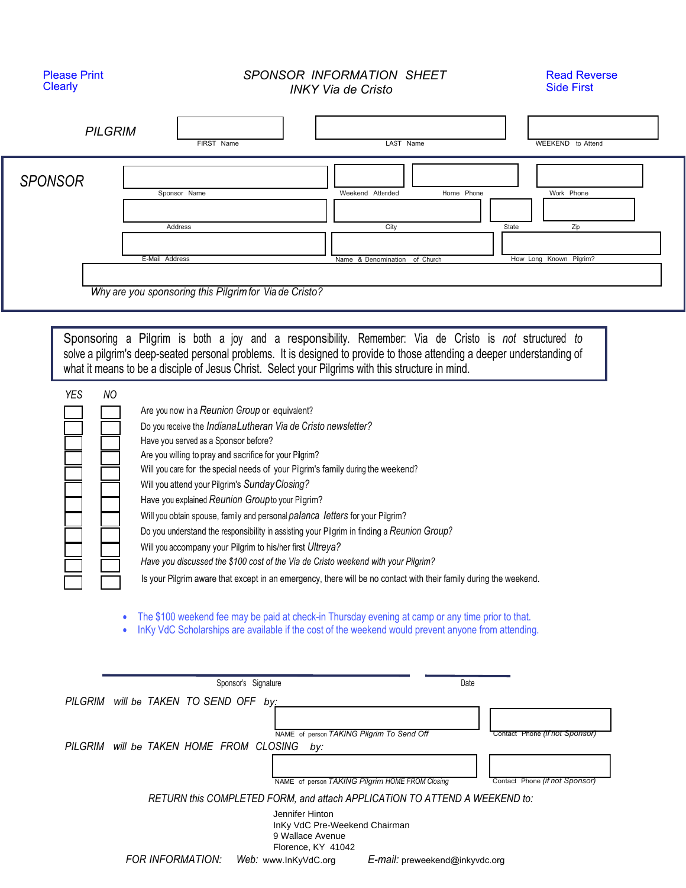Please Print Clearly

# *SPONSOR INFORMATION SHEET*
## *INKY Via de Cristo*

Read Reverse Side First

*PILGRIM*

| FIRST Name | LAST Name | WEEKEND to Attend |
|---|---|---|
| | | |

*SPONSOR*

| Sponsor Name | Weekend Attended | Home Phone | Work Phone |
|---|---|---|---|
| | | | |

| Address | City | State | Zip |
|---|---|---|---|
| | | | |

| E-Mail Address | Name & Denomination of Church | How Long Known Pilgrim? |
|---|---|---|
| | | |

*Why are you sponsoring this Pilgrim for Via de Cristo?*

Sponsoring a Pilgrim is both a joy and a responsibility. Remember: Via de Cristo is *not* structured *to* solve a pilgrim's deep-seated personal problems. It is designed to provide to those attending a deeper understanding of what it means to be a disciple of Jesus Christ. Select your Pilgrims with this structure in mind.

| *YES* | *NO* | |
|---|---|---|
| ☐ | ☐ | Are you now in a *Reunion Group* or equivalent? |
| ☐ | ☐ | Do you receive the *Indiana Lutheran Via de Cristo newsletter?* |
| ☐ | ☐ | Have you served as a Sponsor before? |
| ☐ | ☐ | Are you willing to pray and sacrifice for your Pilgrim? |
| ☐ | ☐ | Will you care for the special needs of your Pilgrim's family during the weekend? |
| ☐ | ☐ | Will you attend your Pilgrim's *Sunday Closing?* |
| ☐ | ☐ | Have you explained *Reunion Group* to your Pilgrim? |
| ☐ | ☐ | Will you obtain spouse, family and personal *palanca letters* for your Pilgrim? |
| ☐ | ☐ | Do you understand the responsibility in assisting your Pilgrim in finding a *Reunion Group?* |
| ☐ | ☐ | Will you accompany your Pilgrim to his/her first *Ultreya?* |
| ☐ | ☐ | *Have you discussed the $100 cost of the Via de Cristo weekend with your Pilgrim?* |
| ☐ | ☐ | Is your Pilgrim aware that except in an emergency, there will be no contact with their family during the weekend. |

- The $100 weekend fee may be paid at check-in Thursday evening at camp or any time prior to that.
- InKy VdC Scholarships are available if the cost of the weekend would prevent anyone from attending.

Sponsor's Signature ______________________ Date __________

*PILGRIM will be TAKEN TO SEND OFF by:*

| NAME of person *TAKING Pilgrim To Send Off* | Contact Phone *(if not Sponsor)* |
|---|---|
| | |

*PILGRIM will be TAKEN HOME FROM CLOSING by:*

| NAME of person *TAKING Pilgrim HOME FROM Closing* | Contact Phone *(if not Sponsor)* |
|---|---|
| | |

*RETURN this COMPLETED FORM, and attach APPLICATiON TO ATTEND A WEEKEND to:*

Jennifer Hinton
InKy VdC Pre-Weekend Chairman
9 Wallace Avenue
Florence, KY 41042

*FOR INFORMATION:* *Web:* www.InKyVdC.org *E-mail:* preweekend@inkyvdc.org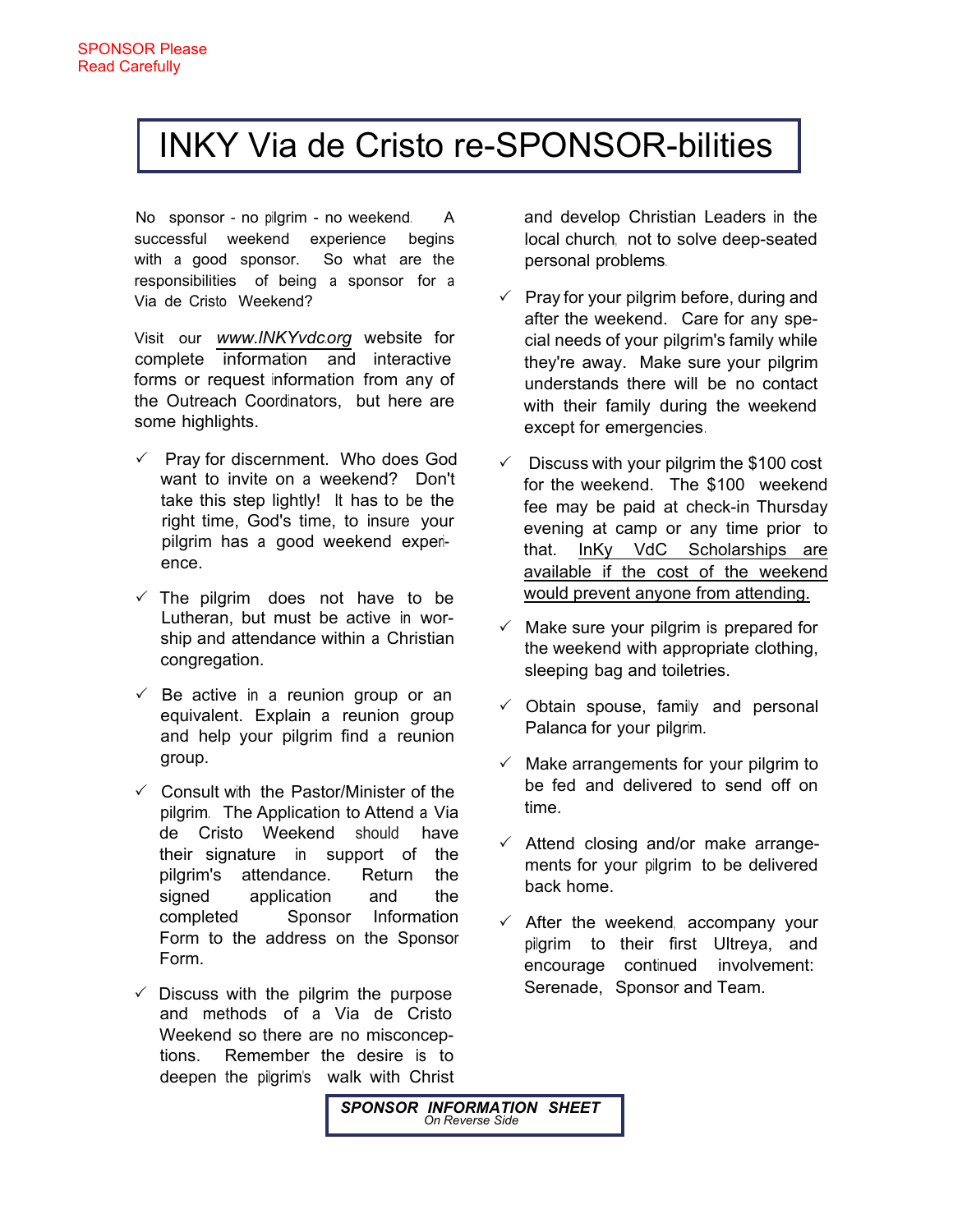SPONSOR Please Read Carefully

# INKY Via de Cristo re-SPONSOR-bilities

No sponsor - no pilgrim - no weekend. A successful weekend experience begins with a good sponsor. So what are the responsibilities of being a sponsor for a Via de Cristo Weekend?

Visit our www.INKYvdc.org website for complete information and interactive forms or request information from any of the Outreach Coordinators, but here are some highlights.

- ✓ Pray for discernment. Who does God want to invite on a weekend? Don't take this step lightly! It has to be the right time, God's time, to insure your pilgrim has a good weekend experience.
- ✓ The pilgrim does not have to be Lutheran, but must be active in worship and attendance within a Christian congregation.
- ✓ Be active in a reunion group or an equivalent. Explain a reunion group and help your pilgrim find a reunion group.
- ✓ Consult with the Pastor/Minister of the pilgrim. The Application to Attend a Via de Cristo Weekend should have their signature in support of the pilgrim's attendance. Return the signed application and the completed Sponsor Information Form to the address on the Sponsor Form.
- ✓ Discuss with the pilgrim the purpose and methods of a Via de Cristo Weekend so there are no misconceptions. Remember the desire is to deepen the pilgrim's walk with Christ and develop Christian Leaders in the local church, not to solve deep-seated personal problems.
- ✓ Pray for your pilgrim before, during and after the weekend. Care for any special needs of your pilgrim's family while they're away. Make sure your pilgrim understands there will be no contact with their family during the weekend except for emergencies.
- ✓ Discuss with your pilgrim the $100 cost for the weekend. The $100 weekend fee may be paid at check-in Thursday evening at camp or any time prior to that. <u>InKy VdC Scholarships are available if the cost of the weekend would prevent anyone from attending.</u>
- ✓ Make sure your pilgrim is prepared for the weekend with appropriate clothing, sleeping bag and toiletries.
- ✓ Obtain spouse, family and personal Palanca for your pilgrim.
- ✓ Make arrangements for your pilgrim to be fed and delivered to send off on time.
- ✓ Attend closing and/or make arrangements for your pilgrim to be delivered back home.
- ✓ After the weekend, accompany your pilgrim to their first Ultreya, and encourage continued involvement: Serenade, Sponsor and Team.

***SPONSOR INFORMATION SHEET***
*On Reverse Side*